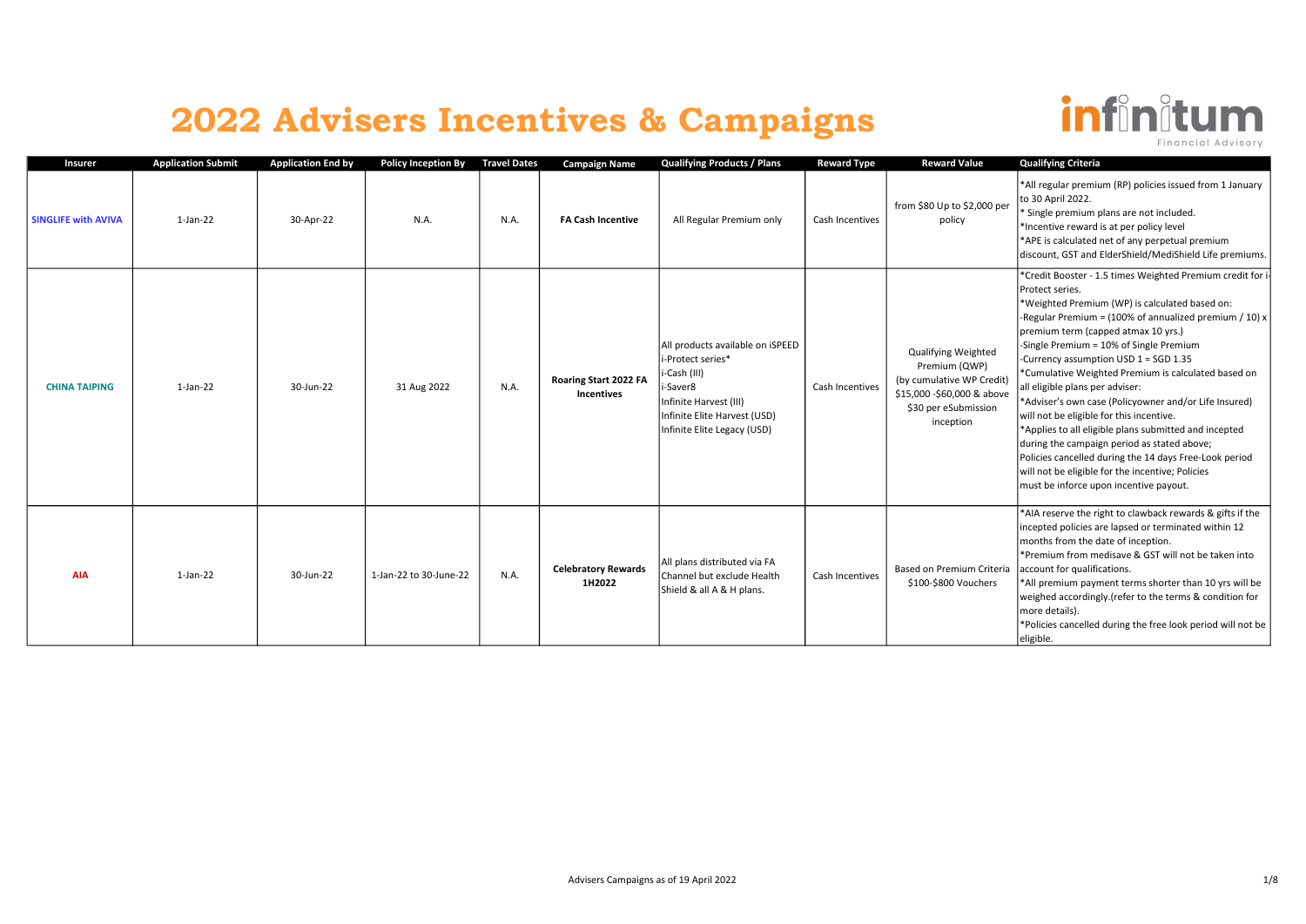# 2022 Advisers Incentives & Campaigns

infinitum Financial Advisory

| Insurer | Application Submit | Application End by | Policy Inception By | Travel Dates | Campaign Name | Qualifying Products / Plans | Reward Type | Reward Value | Qualifying Criteria |
|---|---|---|---|---|---|---|---|---|---|
| **SINGLIFE with AVIVA** | 1-Jan-22 | 30-Apr-22 | N.A. | N.A. | **FA Cash Incentive** | All Regular Premium only | Cash Incentives | from $80 Up to $2,000 per policy | *All regular premium (RP) policies issued from 1 January to 30 April 2022.<br>* Single premium plans are not included.<br>*Incentive reward is at per policy level<br>*APE is calculated net of any perpetual premium discount, GST and ElderShield/MediShield Life premiums. |
| **CHINA TAIPING** | 1-Jan-22 | 30-Jun-22 | 31 Aug 2022 | N.A. | **Roaring Start 2022 FA Incentives** | All products available on iSPEED<br>i-Protect series*<br>i-Cash (III)<br>i-Saver8<br>Infinite Harvest (III)<br>Infinite Elite Harvest (USD)<br>Infinite Elite Legacy (USD) | Cash Incentives | Qualifying Weighted Premium (QWP) (by cumulative WP Credit) $15,000 -$60,000 & above $30 per eSubmission inception | *Credit Booster - 1.5 times Weighted Premium credit for i-Protect series.<br>*Weighted Premium (WP) is calculated based on:<br>-Regular Premium = (100% of annualized premium / 10) x premium term (capped atmax 10 yrs.)<br>-Single Premium = 10% of Single Premium<br>-Currency assumption USD 1 = SGD 1.35<br>*Cumulative Weighted Premium is calculated based on all eligible plans per adviser:<br>*Adviser's own case (Policyowner and/or Life Insured) will not be eligible for this incentive.<br>*Applies to all eligible plans submitted and incepted during the campaign period as stated above;<br>Policies cancelled during the 14 days Free-Look period will not be eligible for the incentive; Policies must be inforce upon incentive payout. |
| **AIA** | 1-Jan-22 | 30-Jun-22 | 1-Jan-22 to 30-June-22 | N.A. | **Celebratory Rewards 1H2022** | All plans distributed via FA Channel but exclude Health Shield & all A & H plans. | Cash Incentives | Based on Premium Criteria $100-$800 Vouchers | *AIA reserve the right to clawback rewards & gifts if the incepted policies are lapsed or terminated within 12 months from the date of inception.<br>*Premium from medisave & GST will not be taken into account for qualifications.<br>*All premium payment terms shorter than 10 yrs will be weighed accordingly.(refer to the terms & condition for more details).<br>*Policies cancelled during the free look period will not be eligible. |

Advisers Campaigns as of 19 April 2022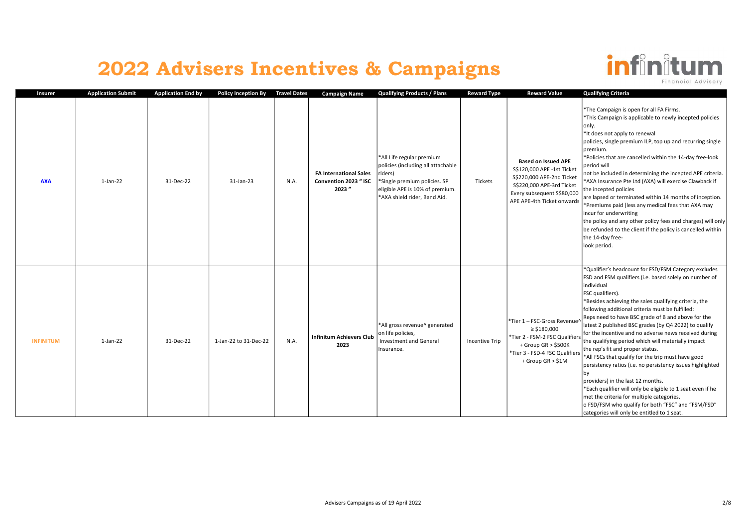# 2022 Advisers Incentives & Campaigns

| Insurer | Application Submit | Application End by | Policy Inception By | Travel Dates | Campaign Name | Qualifying Products / Plans | Reward Type | Reward Value | Qualifying Criteria |
|---|---|---|---|---|---|---|---|---|---|
| **AXA** | 1-Jan-22 | 31-Dec-22 | 31-Jan-23 | N.A. | **FA International Sales Convention 2023 " ISC 2023 "** | *All Life regular premium policies (including all attachable riders)<br>*Single premium policies. SP eligible APE is 10% of premium.<br>*AXA shield rider, Band Aid. | Tickets | **Based on Issued APE**<br>S$120,000 APE -1st Ticket<br>S$220,000 APE-2nd Ticket<br>S$220,000 APE-3rd Ticket<br>Every subsequent S$80,000 APE APE-4th Ticket onwards | *The Campaign is open for all FA Firms.<br>*This Campaign is applicable to newly incepted policies only.<br>*It does not apply to renewal policies, single premium ILP, top up and recurring single premium.<br>*Policies that are cancelled within the 14-day free-look period will not be included in determining the incepted APE criteria.<br>*AXA Insurance Pte Ltd (AXA) will exercise Clawback if the incepted policies are lapsed or terminated within 14 months of inception.<br>*Premiums paid (less any medical fees that AXA may incur for underwriting the policy and any other policy fees and charges) will only be refunded to the client if the policy is cancelled within the 14-day free-look period. |
| **INFINITUM** | 1-Jan-22 | 31-Dec-22 | 1-Jan-22 to 31-Dec-22 | N.A. | **Infinitum Achievers Club 2023** | *All gross revenue^ generated on life policies, Investment and General Insurance. | Incentive Trip | *Tier 1 – FSC-Gross Revenue^ ≥ $180,000<br>*Tier 2 - FSM-2 FSC Qualifiers + Group GR > $500K<br>*Tier 3 - FSD-4 FSC Qualifiers + Group GR > $1M | *Qualifier's headcount for FSD/FSM Category excludes FSD and FSM qualifiers (i.e. based solely on number of individual FSC qualifiers).<br>*Besides achieving the sales qualifying criteria, the following additional criteria must be fulfilled:<br>Reps need to have BSC grade of B and above for the latest 2 published BSC grades (by Q4 2022) to qualify for the incentive and no adverse news received during the qualifying period which will materially impact the rep's fit and proper status.<br>*All FSCs that qualify for the trip must have good persistency ratios (i.e. no persistency issues highlighted by providers) in the last 12 months.<br>*Each qualifier will only be eligible to 1 seat even if he met the criteria for multiple categories.<br>o FSD/FSM who qualify for both "FSC" and "FSM/FSD" categories will only be entitled to 1 seat. |

Advisers Campaigns as of 19 April 2022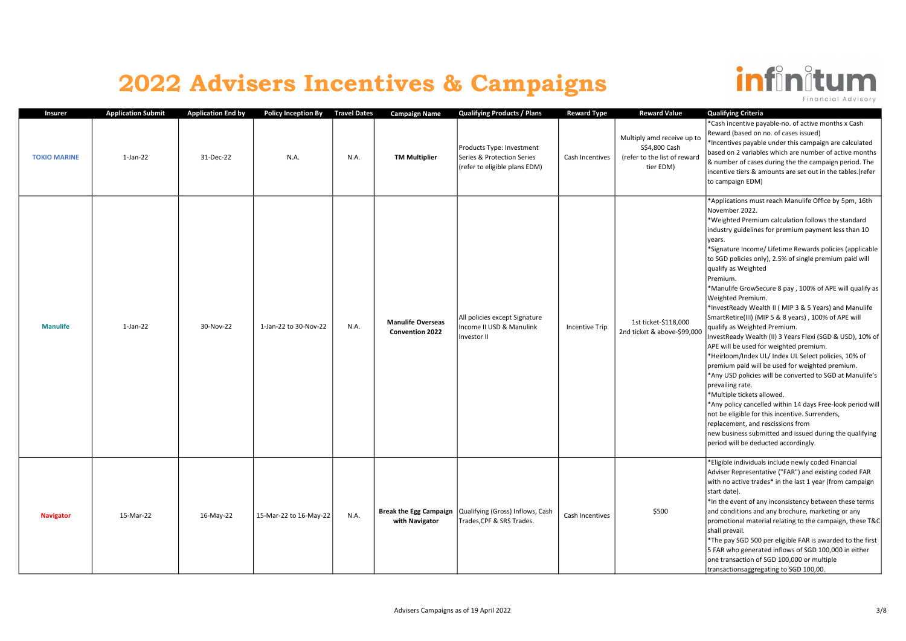# 2022 Advisers Incentives & Campaigns

infinitum Financial Advisory

| Insurer | Application Submit | Application End by | Policy Inception By | Travel Dates | Campaign Name | Qualifying Products / Plans | Reward Type | Reward Value | Qualifying Criteria |
|---|---|---|---|---|---|---|---|---|---|
| TOKIO MARINE | 1-Jan-22 | 31-Dec-22 | N.A. | N.A. | **TM Multiplier** | Products Type: Investment Series & Protection Series (refer to eligible plans EDM) | Cash Incentives | Multiply amd receive up to S$4,800 Cash (refer to the list of reward tier EDM) | *Cash incentive payable-no. of active months x Cash Reward (based on no. of cases issued)<br>*Incentives payable under this campaign are calculated based on 2 variables which are number of active months & number of cases during the the campaign period. The incentive tiers & amounts are set out in the tables.(refer to campaign EDM) |
| Manulife | 1-Jan-22 | 30-Nov-22 | 1-Jan-22 to 30-Nov-22 | N.A. | **Manulife Overseas Convention 2022** | All policies except Signature Income II USD & Manulink Investor II | Incentive Trip | 1st ticket-$118,000<br>2nd ticket & above-$99,000 | *Applications must reach Manulife Office by 5pm, 16th November 2022.<br>*Weighted Premium calculation follows the standard industry guidelines for premium payment less than 10 years.<br>*Signature Income/ Lifetime Rewards policies (applicable to SGD policies only), 2.5% of single premium paid will qualify as Weighted Premium.<br>*Manulife GrowSecure 8 pay , 100% of APE will qualify as Weighted Premium.<br>*InvestReady Wealth II ( MIP 3 & 5 Years) and Manulife SmartRetire(III) (MIP 5 & 8 years) , 100% of APE will qualify as Weighted Premium.<br>InvestReady Wealth (II) 3 Years Flexi (SGD & USD), 10% of APE will be used for weighted premium.<br>*Heirloom/Index UL/ Index UL Select policies, 10% of premium paid will be used for weighted premium.<br>*Any USD policies will be converted to SGD at Manulife's prevailing rate.<br>*Multiple tickets allowed.<br>*Any policy cancelled within 14 days Free-look period will not be eligible for this incentive. Surrenders, replacement, and rescissions from new business submitted and issued during the qualifying period will be deducted accordingly. |
| Navigator | 15-Mar-22 | 16-May-22 | 15-Mar-22 to 16-May-22 | N.A. | **Break the Egg Campaign with Navigator** | Qualifying (Gross) Inflows, Cash Trades,CPF & SRS Trades. | Cash Incentives | $500 | *Eligible individuals include newly coded Financial Adviser Representative ("FAR") and existing coded FAR with no active trades* in the last 1 year (from campaign start date).<br>*In the event of any inconsistency between these terms and conditions and any brochure, marketing or any promotional material relating to the campaign, these T&C shall prevail.<br>*The pay SGD 500 per eligible FAR is awarded to the first 5 FAR who generated inflows of SGD 100,000 in either one transaction of SGD 100,000 or multiple transactionsaggregating to SGD 100,00. |

Advisers Campaigns as of 19 April 2022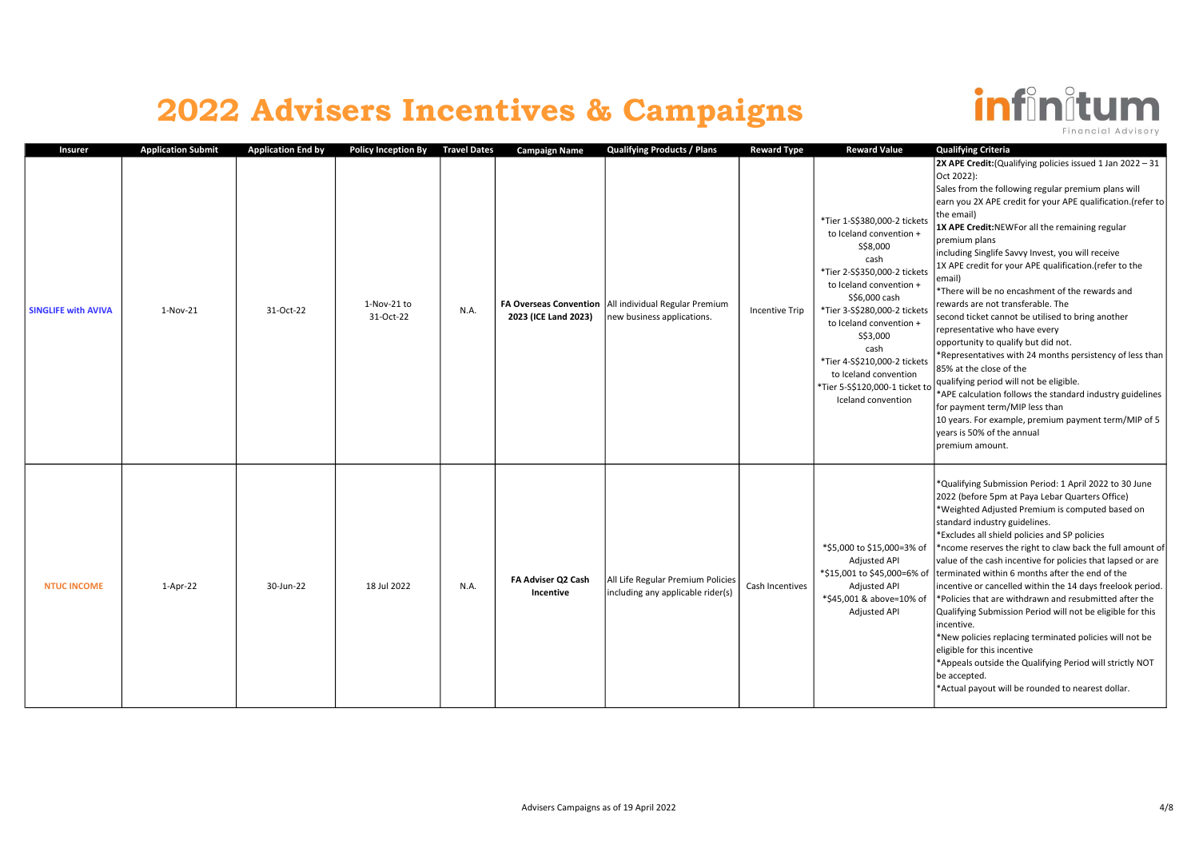# 2022 Advisers Incentives & Campaigns

| Insurer | Application Submit | Application End by | Policy Inception By | Travel Dates | Campaign Name | Qualifying Products / Plans | Reward Type | Reward Value | Qualifying Criteria |
|---|---|---|---|---|---|---|---|---|---|
| **SINGLIFE with AVIVA** | 1-Nov-21 | 31-Oct-22 | 1-Nov-21 to 31-Oct-22 | N.A. | **FA Overseas Convention 2023 (ICE Land 2023)** | All individual Regular Premium new business applications. | Incentive Trip | *Tier 1-S$380,000-2 tickets to Iceland convention + S$8,000 cash<br>*Tier 2-S$350,000-2 tickets to Iceland convention + S$6,000 cash<br>*Tier 3-S$280,000-2 tickets to Iceland convention + S$3,000 cash<br>*Tier 4-S$210,000-2 tickets to Iceland convention<br>*Tier 5-S$120,000-1 ticket to Iceland convention | **2X APE Credit:**(Qualifying policies issued 1 Jan 2022 – 31 Oct 2022):<br>Sales from the following regular premium plans will earn you 2X APE credit for your APE qualification.(refer to the email)<br>**1X APE Credit:**NEWFor all the remaining regular premium plans including Singlife Savvy Invest, you will receive 1X APE credit for your APE qualification.(refer to the email)<br>*There will be no encashment of the rewards and rewards are not transferable. The second ticket cannot be utilised to bring another representative who have every opportunity to qualify but did not.<br>*Representatives with 24 months persistency of less than 85% at the close of the qualifying period will not be eligible.<br>*APE calculation follows the standard industry guidelines for payment term/MIP less than 10 years. For example, premium payment term/MIP of 5 years is 50% of the annual premium amount. |
| **NTUC INCOME** | 1-Apr-22 | 30-Jun-22 | 18 Jul 2022 | N.A. | **FA Adviser Q2 Cash Incentive** | All Life Regular Premium Policies including any applicable rider(s) | Cash Incentives | *$5,000 to $15,000=3% of Adjusted API<br>*$15,001 to $45,000=6% of Adjusted API<br>*$45,001 & above=10% of Adjusted API | *Qualifying Submission Period: 1 April 2022 to 30 June 2022 (before 5pm at Paya Lebar Quarters Office)<br>*Weighted Adjusted Premium is computed based on standard industry guidelines.<br>*Excludes all shield policies and SP policies<br>*ncome reserves the right to claw back the full amount of value of the cash incentive for policies that lapsed or are terminated within 6 months after the end of the incentive or cancelled within the 14 days freelook period.<br>*Policies that are withdrawn and resubmitted after the Qualifying Submission Period will not be eligible for this incentive.<br>*New policies replacing terminated policies will not be eligible for this incentive<br>*Appeals outside the Qualifying Period will strictly NOT be accepted.<br>*Actual payout will be rounded to nearest dollar. |

Advisers Campaigns as of 19 April 2022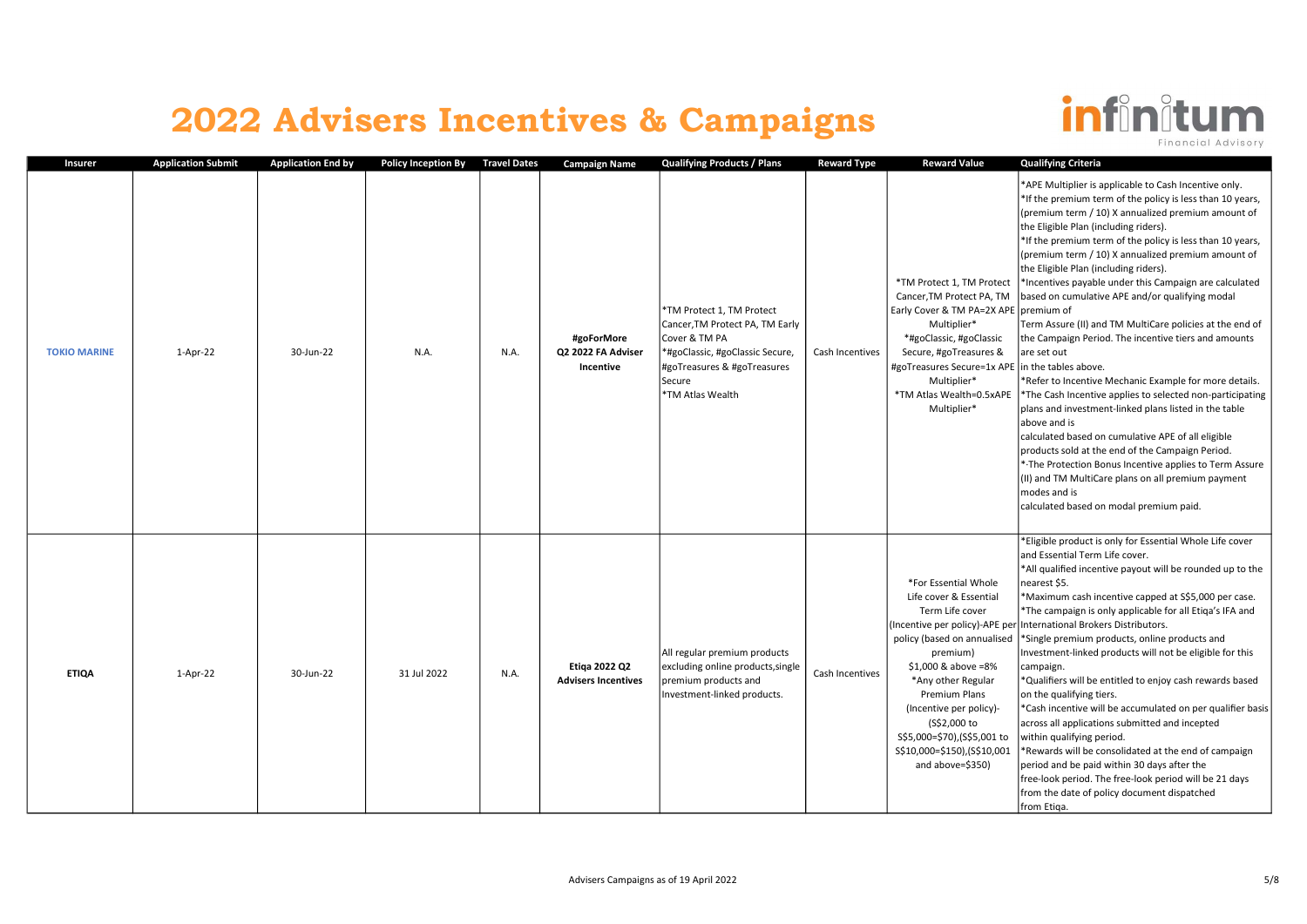# 2022 Advisers Incentives & Campaigns

infinitum Financial Advisory

| Insurer | Application Submit | Application End by | Policy Inception By | Travel Dates | Campaign Name | Qualifying Products / Plans | Reward Type | Reward Value | Qualifying Criteria |
|---|---|---|---|---|---|---|---|---|---|
| TOKIO MARINE | 1-Apr-22 | 30-Jun-22 | N.A. | N.A. | **#goForMore Q2 2022 FA Adviser Incentive** | *TM Protect 1, TM Protect Cancer,TM Protect PA, TM Early Cover & TM PA<br>*#goClassic, #goClassic Secure, #goTreasures & #goTreasures Secure<br>*TM Atlas Wealth | Cash Incentives | *TM Protect 1, TM Protect Cancer,TM Protect PA, TM Early Cover & TM PA=2X APE Multiplier*<br>*#goClassic, #goClassic Secure, #goTreasures & #goTreasures Secure=1x APE Multiplier*<br>*TM Atlas Wealth=0.5xAPE Multiplier* | *APE Multiplier is applicable to Cash Incentive only.<br>*If the premium term of the policy is less than 10 years, (premium term / 10) X annualized premium amount of the Eligible Plan (including riders).<br>*If the premium term of the policy is less than 10 years, (premium term / 10) X annualized premium amount of the Eligible Plan (including riders).<br>*Incentives payable under this Campaign are calculated based on cumulative APE and/or qualifying modal premium of Term Assure (II) and TM MultiCare policies at the end of the Campaign Period. The incentive tiers and amounts are set out in the tables above.<br>*Refer to Incentive Mechanic Example for more details.<br>*The Cash Incentive applies to selected non-participating plans and investment-linked plans listed in the table above and is calculated based on cumulative APE of all eligible products sold at the end of the Campaign Period.<br>*·The Protection Bonus Incentive applies to Term Assure (II) and TM MultiCare plans on all premium payment modes and is calculated based on modal premium paid. |
| ETIQA | 1-Apr-22 | 30-Jun-22 | 31 Jul 2022 | N.A. | **Etiqa 2022 Q2 Advisers Incentives** | All regular premium products excluding online products,single premium products and Investment-linked products. | Cash Incentives | *For Essential Whole Life cover & Essential Term Life cover (Incentive per policy)-APE per policy (based on annualised premium) $1,000 & above =8%<br>*Any other Regular Premium Plans (Incentive per policy)- (S$2,000 to S$5,000=$70),(S$5,001 to S$10,000=$150),(S$10,001 and above=$350) | *Eligible product is only for Essential Whole Life cover and Essential Term Life cover.<br>*All qualified incentive payout will be rounded up to the nearest $5.<br>*Maximum cash incentive capped at S$5,000 per case.<br>*The campaign is only applicable for all Etiqa's IFA and International Brokers Distributors.<br>*Single premium products, online products and Investment-linked products will not be eligible for this campaign.<br>*Qualifiers will be entitled to enjoy cash rewards based on the qualifying tiers.<br>*Cash incentive will be accumulated on per qualifier basis across all applications submitted and incepted within qualifying period.<br>*Rewards will be consolidated at the end of campaign period and be paid within 30 days after the free-look period. The free-look period will be 21 days from the date of policy document dispatched from Etiqa. |

Advisers Campaigns as of 19 April 2022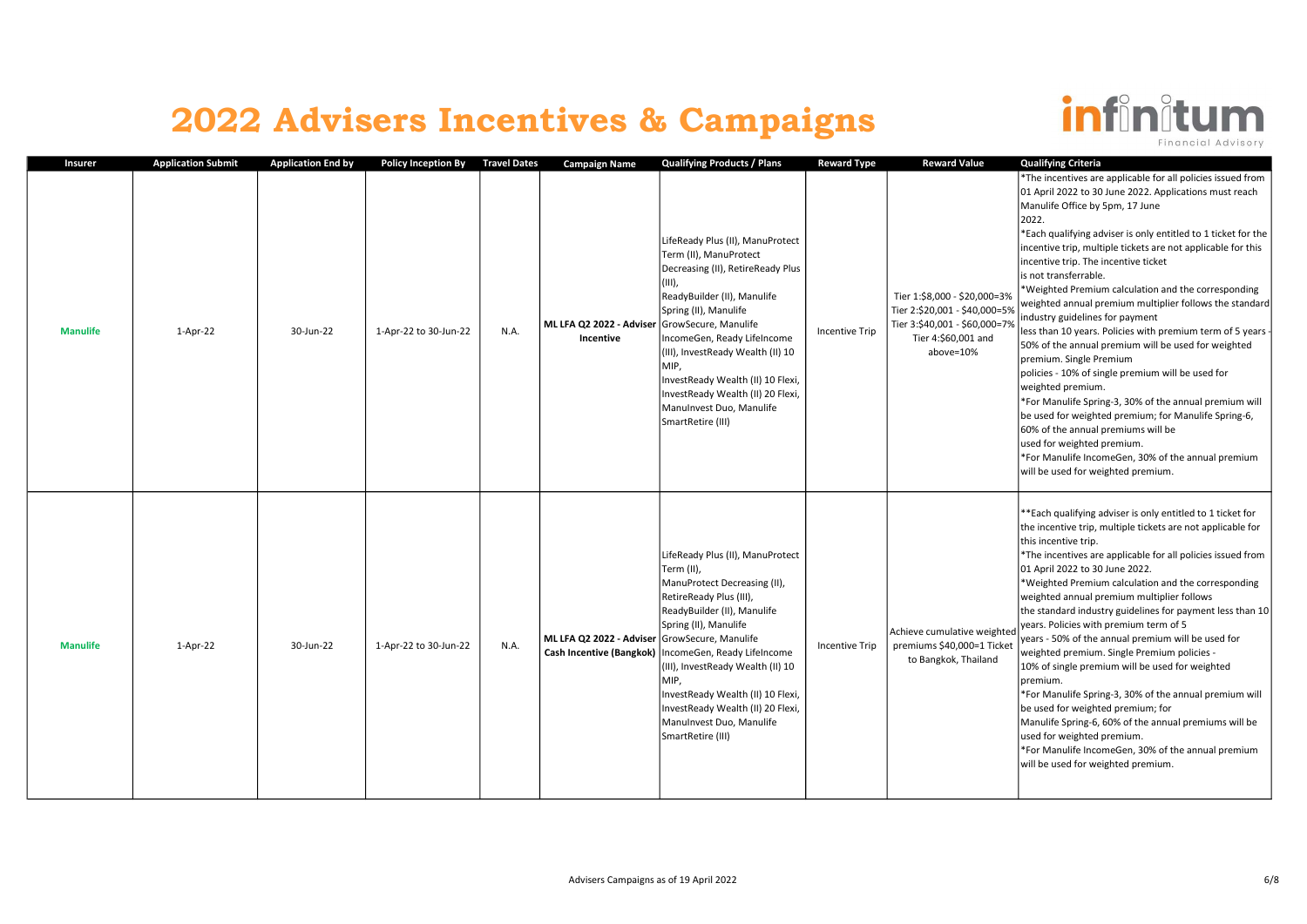# 2022 Advisers Incentives & Campaigns

infinitum Financial Advisory

| Insurer | Application Submit | Application End by | Policy Inception By | Travel Dates | Campaign Name | Qualifying Products / Plans | Reward Type | Reward Value | Qualifying Criteria |
|---|---|---|---|---|---|---|---|---|---|
| **Manulife** | 1-Apr-22 | 30-Jun-22 | 1-Apr-22 to 30-Jun-22 | N.A. | **ML LFA Q2 2022 - Adviser Incentive** | LifeReady Plus (II), ManuProtect Term (II), ManuProtect Decreasing (II), RetireReady Plus (III), ReadyBuilder (II), Manulife Spring (II), Manulife GrowSecure, Manulife IncomeGen, Ready LifeIncome (III), InvestReady Wealth (II) 10 MIP, InvestReady Wealth (II) 10 Flexi, InvestReady Wealth (II) 20 Flexi, ManuInvest Duo, Manulife SmartRetire (III) | Incentive Trip | Tier 1:$8,000 - $20,000=3%<br>Tier 2:$20,001 - $40,000=5%<br>Tier 3:$40,001 - $60,000=7%<br>Tier 4:$60,001 and above=10% | *The incentives are applicable for all policies issued from 01 April 2022 to 30 June 2022. Applications must reach Manulife Office by 5pm, 17 June 2022.<br>*Each qualifying adviser is only entitled to 1 ticket for the incentive trip, multiple tickets are not applicable for this incentive trip. The incentive ticket is not transferrable.<br>*Weighted Premium calculation and the corresponding weighted annual premium multiplier follows the standard industry guidelines for payment less than 10 years. Policies with premium term of 5 years - 50% of the annual premium will be used for weighted premium. Single Premium policies - 10% of single premium will be used for weighted premium.<br>*For Manulife Spring-3, 30% of the annual premium will be used for weighted premium; for Manulife Spring-6, 60% of the annual premiums will be used for weighted premium.<br>*For Manulife IncomeGen, 30% of the annual premium will be used for weighted premium. |
| **Manulife** | 1-Apr-22 | 30-Jun-22 | 1-Apr-22 to 30-Jun-22 | N.A. | **ML LFA Q2 2022 - Adviser Cash Incentive (Bangkok)** | LifeReady Plus (II), ManuProtect Term (II), ManuProtect Decreasing (II), RetireReady Plus (III), ReadyBuilder (II), Manulife Spring (II), Manulife GrowSecure, Manulife IncomeGen, Ready LifeIncome (III), InvestReady Wealth (II) 10 MIP, InvestReady Wealth (II) 10 Flexi, InvestReady Wealth (II) 20 Flexi, ManuInvest Duo, Manulife SmartRetire (III) | Incentive Trip | Achieve cumulative weighted premiums $40,000=1 Ticket to Bangkok, Thailand | **Each qualifying adviser is only entitled to 1 ticket for the incentive trip, multiple tickets are not applicable for this incentive trip.<br>*The incentives are applicable for all policies issued from 01 April 2022 to 30 June 2022.<br>*Weighted Premium calculation and the corresponding weighted annual premium multiplier follows the standard industry guidelines for payment less than 10 years. Policies with premium term of 5 years - 50% of the annual premium will be used for weighted premium. Single Premium policies - 10% of single premium will be used for weighted premium.<br>*For Manulife Spring-3, 30% of the annual premium will be used for weighted premium; for Manulife Spring-6, 60% of the annual premiums will be used for weighted premium.<br>*For Manulife IncomeGen, 30% of the annual premium will be used for weighted premium. |

Advisers Campaigns as of 19 April 2022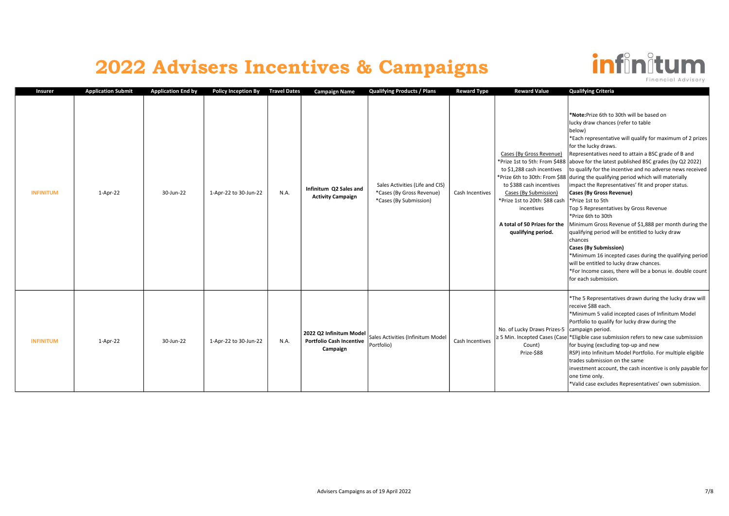# 2022 Advisers Incentives & Campaigns

infinitum Financial Advisory

| Insurer | Application Submit | Application End by | Policy Inception By | Travel Dates | Campaign Name | Qualifying Products / Plans | Reward Type | Reward Value | Qualifying Criteria |
|---|---|---|---|---|---|---|---|---|---|
| INFINITUM | 1-Apr-22 | 30-Jun-22 | 1-Apr-22 to 30-Jun-22 | N.A. | Infinitum Q2 Sales and Activity Campaign | Sales Activities (Life and CIS)<br>*Cases (By Gross Revenue)<br>*Cases (By Submission) | Cash Incentives | Cases (By Gross Revenue)<br>*Prize 1st to 5th: From $488 to $1,288 cash incentives<br>*Prize 6th to 30th: From $88 to $388 cash incentives<br>Cases (By Submission)<br>*Prize 1st to 20th: $88 cash incentives<br>**A total of 50 Prizes for the qualifying period.** | ***Note:** Prize 6th to 30th will be based on lucky draw chances (refer to table below)<br>*Each representative will qualify for maximum of 2 prizes for the lucky draws.<br>Representatives need to attain a BSC grade of B and above for the latest published BSC grades (by Q2 2022) to qualify for the incentive and no adverse news received during the qualifying period which will materially impact the Representatives' fit and proper status.<br>**Cases (By Gross Revenue)**<br>*Prize 1st to 5th<br>Top 5 Representatives by Gross Revenue<br>*Prize 6th to 30th<br>Minimum Gross Revenue of $1,888 per month during the qualifying period will be entitled to lucky draw chances<br>**Cases (By Submission)**<br>*Minimum 16 incepted cases during the qualifying period will be entitled to lucky draw chances.<br>*For Income cases, there will be a bonus ie. double count for each submission. |
| INFINITUM | 1-Apr-22 | 30-Jun-22 | 1-Apr-22 to 30-Jun-22 | N.A. | 2022 Q2 Infinitum Model Portfolio Cash Incentive Campaign | Sales Activities (Infinitum Model Portfolio) | Cash Incentives | No. of Lucky Draws Prizes-5<br>≥ 5 Min. Incepted Cases (Case Count)<br>Prize-$88 | *The 5 Representatives drawn during the lucky draw will receive $88 each.<br>*Minimum 5 valid incepted cases of Infinitum Model Portfolio to qualify for lucky draw during the campaign period.<br>*Eligible case submission refers to new case submission for buying (excluding top-up and new RSP) into Infinitum Model Portfolio. For multiple eligible trades submission on the same investment account, the cash incentive is only payable for one time only.<br>*Valid case excludes Representatives' own submission. |

Advisers Campaigns as of 19 April 2022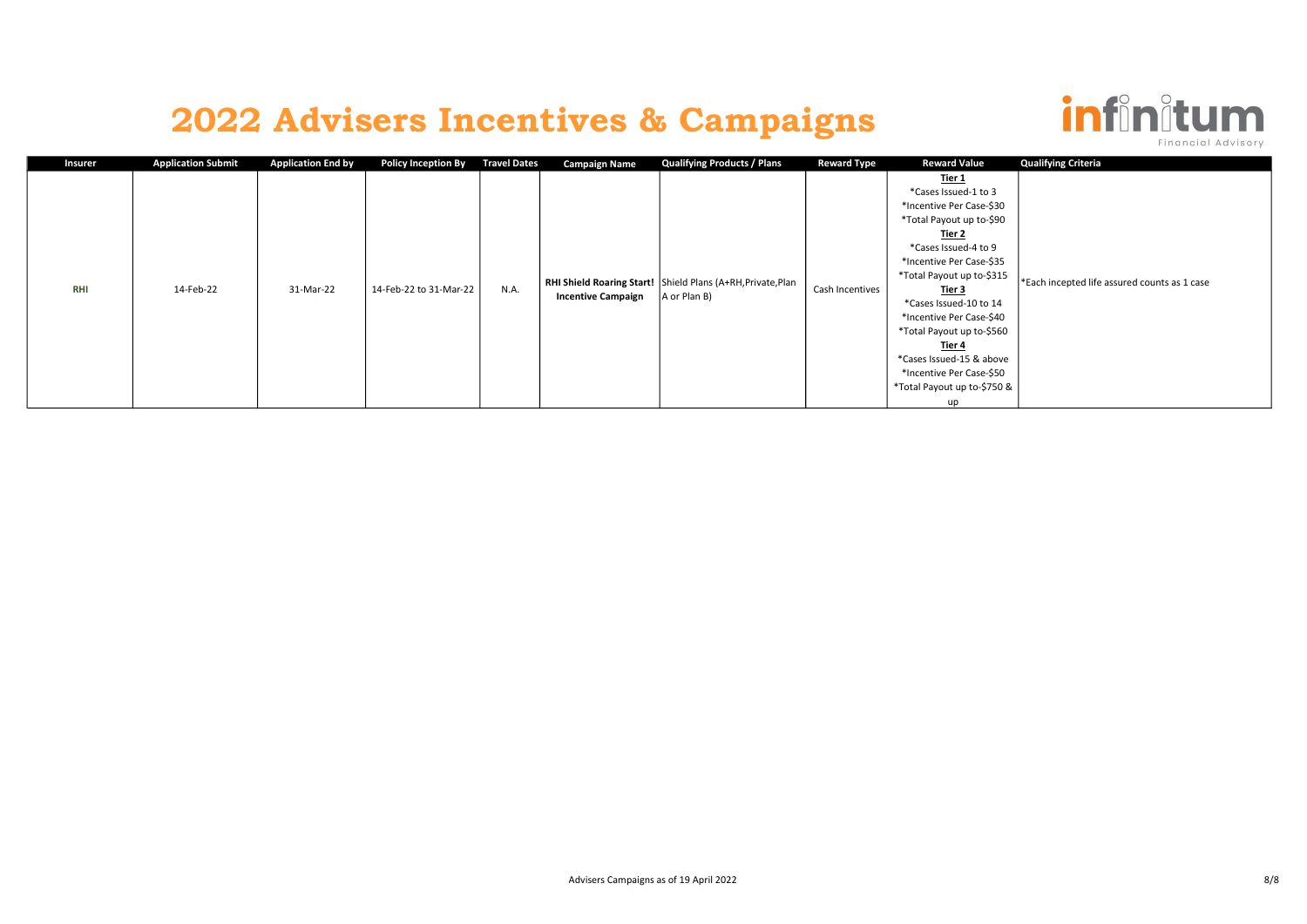# 2022 Advisers Incentives & Campaigns

infinitum Financial Advisory

| Insurer | Application Submit | Application End by | Policy Inception By | Travel Dates | Campaign Name | Qualifying Products / Plans | Reward Type | Reward Value | Qualifying Criteria |
|---|---|---|---|---|---|---|---|---|---|
| RHI | 14-Feb-22 | 31-Mar-22 | 14-Feb-22 to 31-Mar-22 | N.A. | **RHI Shield Roaring Start! Incentive Campaign** | Shield Plans (A+RH,Private,Plan A or Plan B) | Cash Incentives | **Tier 1**<br>*Cases Issued-1 to 3<br>*Incentive Per Case-$30<br>*Total Payout up to-$90<br>**Tier 2**<br>*Cases Issued-4 to 9<br>*Incentive Per Case-$35<br>*Total Payout up to-$315<br>**Tier 3**<br>*Cases Issued-10 to 14<br>*Incentive Per Case-$40<br>*Total Payout up to-$560<br>**Tier 4**<br>*Cases Issued-15 & above<br>*Incentive Per Case-$50<br>*Total Payout up to-$750 & up | *Each incepted life assured counts as 1 case |

Advisers Campaigns as of 19 April 2022